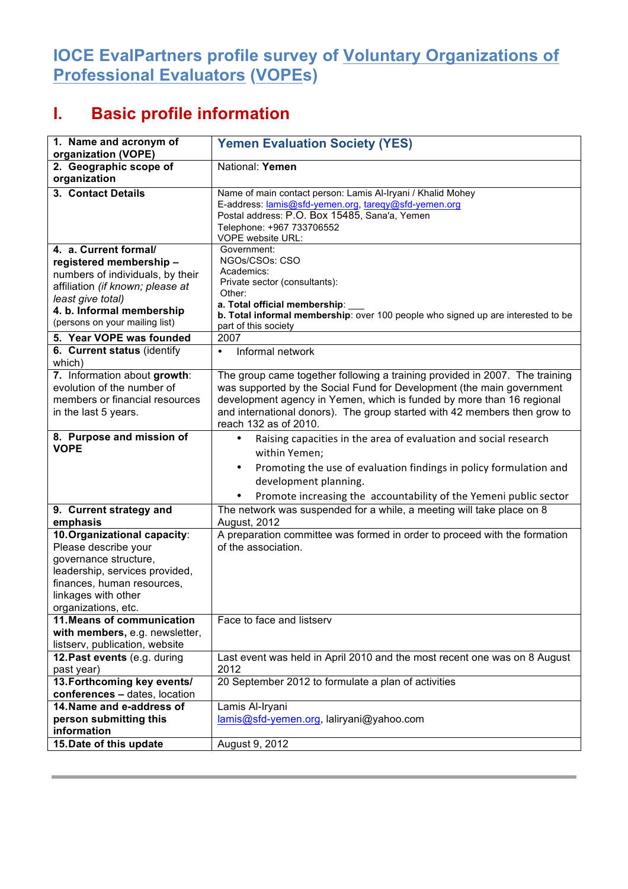# IOCE EvalPartners profile survey of Voluntary Organizations of Professional Evaluators (VOPEs)

## I. Basic profile information

| | |
|---|---|
| **1. Name and acronym of organization (VOPE)** | **Yemen Evaluation Society (YES)** |
| **2. Geographic scope of organization** | National: **Yemen** |
| **3. Contact Details** | Name of main contact person: Lamis Al-Iryani / Khalid Mohey<br>E-address: lamis@sfd-yemen.org, tareqy@sfd-yemen.org<br>Postal address: P.O. Box 15485, Sana'a, Yemen<br>Telephone: +967 733706552<br>VOPE website URL: |
| **4. a. Current formal/ registered membership –** numbers of individuals, by their affiliation *(if known; please at least give total)*<br>**4. b. Informal membership** (persons on your mailing list) | Government:<br>NGOs/CSOs: CSO<br>Academics:<br>Private sector (consultants):<br>Other:<br>**a. Total official membership**: ___<br>**b. Total informal membership**: over 100 people who signed up are interested to be part of this society |
| **5. Year VOPE was founded** | 2007 |
| **6. Current status** (identify which) | • Informal network |
| **7.** Information about **growth**: evolution of the number of members or financial resources in the last 5 years. | The group came together following a training provided in 2007. The training was supported by the Social Fund for Development (the main government development agency in Yemen, which is funded by more than 16 regional and international donors). The group started with 42 members then grow to reach 132 as of 2010. |
| **8. Purpose and mission of VOPE** | • Raising capacities in the area of evaluation and social research within Yemen;<br>• Promoting the use of evaluation findings in policy formulation and development planning.<br>• Promote increasing the accountability of the Yemeni public sector |
| **9. Current strategy and emphasis** | The network was suspended for a while, a meeting will take place on 8 August, 2012 |
| **10. Organizational capacity**: Please describe your governance structure, leadership, services provided, finances, human resources, linkages with other organizations, etc. | A preparation committee was formed in order to proceed with the formation of the association. |
| **11. Means of communication with members,** e.g. newsletter, listserv, publication, website | Face to face and listserv |
| **12. Past events** (e.g. during past year) | Last event was held in April 2010 and the most recent one was on 8 August 2012 |
| **13. Forthcoming key events/ conferences –** dates, location | 20 September 2012 to formulate a plan of activities |
| **14. Name and e-address of person submitting this information** | Lamis Al-Iryani<br>lamis@sfd-yemen.org, laliryani@yahoo.com |
| **15. Date of this update** | August 9, 2012 |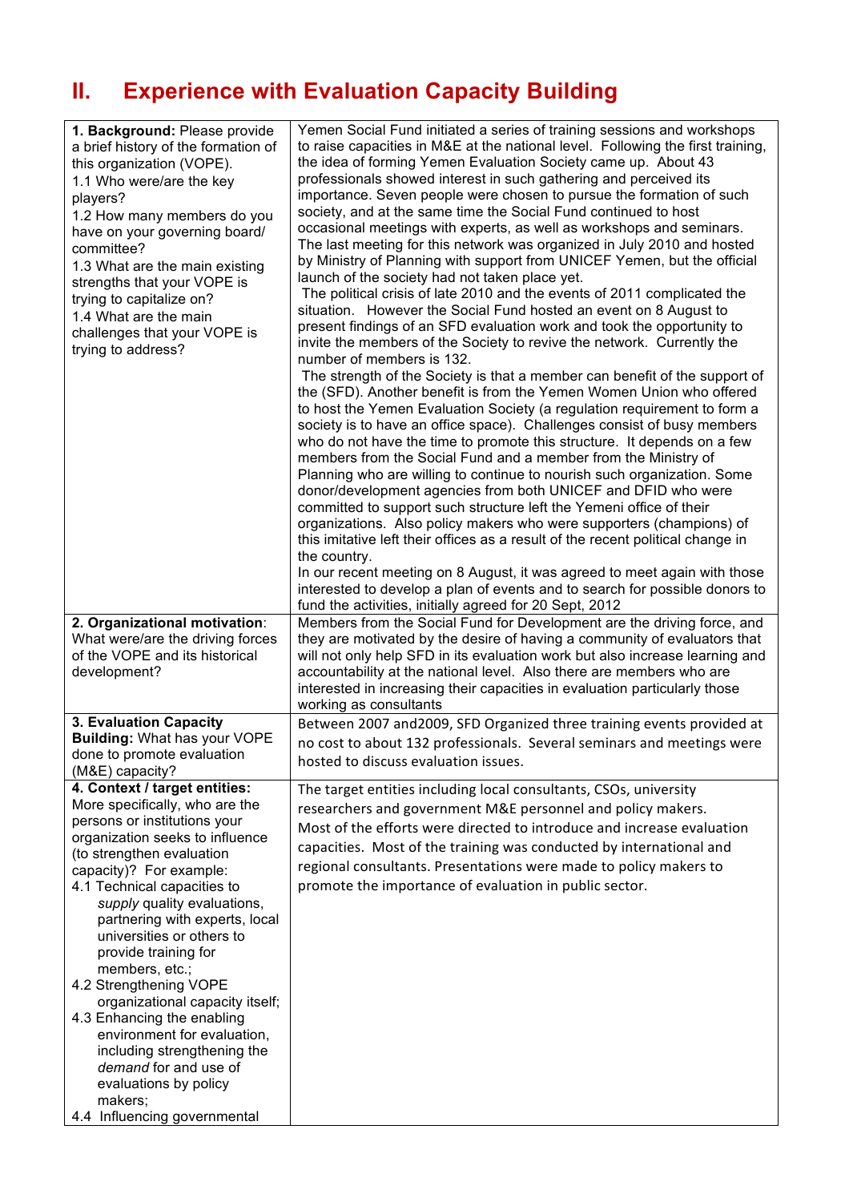## II. Experience with Evaluation Capacity Building

| | |
|---|---|
| **1. Background:** Please provide a brief history of the formation of this organization (VOPE).<br>1.1 Who were/are the key players?<br>1.2 How many members do you have on your governing board/ committee?<br>1.3 What are the main existing strengths that your VOPE is trying to capitalize on?<br>1.4 What are the main challenges that your VOPE is trying to address? | Yemen Social Fund initiated a series of training sessions and workshops to raise capacities in M&E at the national level. Following the first training, the idea of forming Yemen Evaluation Society came up. About 43 professionals showed interest in such gathering and perceived its importance. Seven people were chosen to pursue the formation of such society, and at the same time the Social Fund continued to host occasional meetings with experts, as well as workshops and seminars. The last meeting for this network was organized in July 2010 and hosted by Ministry of Planning with support from UNICEF Yemen, but the official launch of the society had not taken place yet.<br>The political crisis of late 2010 and the events of 2011 complicated the situation. However the Social Fund hosted an event on 8 August to present findings of an SFD evaluation work and took the opportunity to invite the members of the Society to revive the network. Currently the number of members is 132.<br>The strength of the Society is that a member can benefit of the support of the (SFD). Another benefit is from the Yemen Women Union who offered to host the Yemen Evaluation Society (a regulation requirement to form a society is to have an office space). Challenges consist of busy members who do not have the time to promote this structure. It depends on a few members from the Social Fund and a member from the Ministry of Planning who are willing to continue to nourish such organization. Some donor/development agencies from both UNICEF and DFID who were committed to support such structure left the Yemeni office of their organizations. Also policy makers who were supporters (champions) of this imitative left their offices as a result of the recent political change in the country.<br>In our recent meeting on 8 August, it was agreed to meet again with those interested to develop a plan of events and to search for possible donors to fund the activities, initially agreed for 20 Sept, 2012 |
| **2. Organizational motivation**: What were/are the driving forces of the VOPE and its historical development? | Members from the Social Fund for Development are the driving force, and they are motivated by the desire of having a community of evaluators that will not only help SFD in its evaluation work but also increase learning and accountability at the national level. Also there are members who are interested in increasing their capacities in evaluation particularly those working as consultants |
| **3. Evaluation Capacity Building:** What has your VOPE done to promote evaluation (M&E) capacity? | Between 2007 and2009, SFD Organized three training events provided at no cost to about 132 professionals. Several seminars and meetings were hosted to discuss evaluation issues. |
| **4. Context / target entities:** More specifically, who are the persons or institutions your organization seeks to influence (to strengthen evaluation capacity)? For example:<br>4.1 Technical capacities to *supply* quality evaluations, partnering with experts, local universities or others to provide training for members, etc.;<br>4.2 Strengthening VOPE organizational capacity itself;<br>4.3 Enhancing the enabling environment for evaluation, including strengthening the *demand* for and use of evaluations by policy makers;<br>4.4 Influencing governmental | The target entities including local consultants, CSOs, university researchers and government M&E personnel and policy makers.<br>Most of the efforts were directed to introduce and increase evaluation capacities. Most of the training was conducted by international and regional consultants. Presentations were made to policy makers to promote the importance of evaluation in public sector. |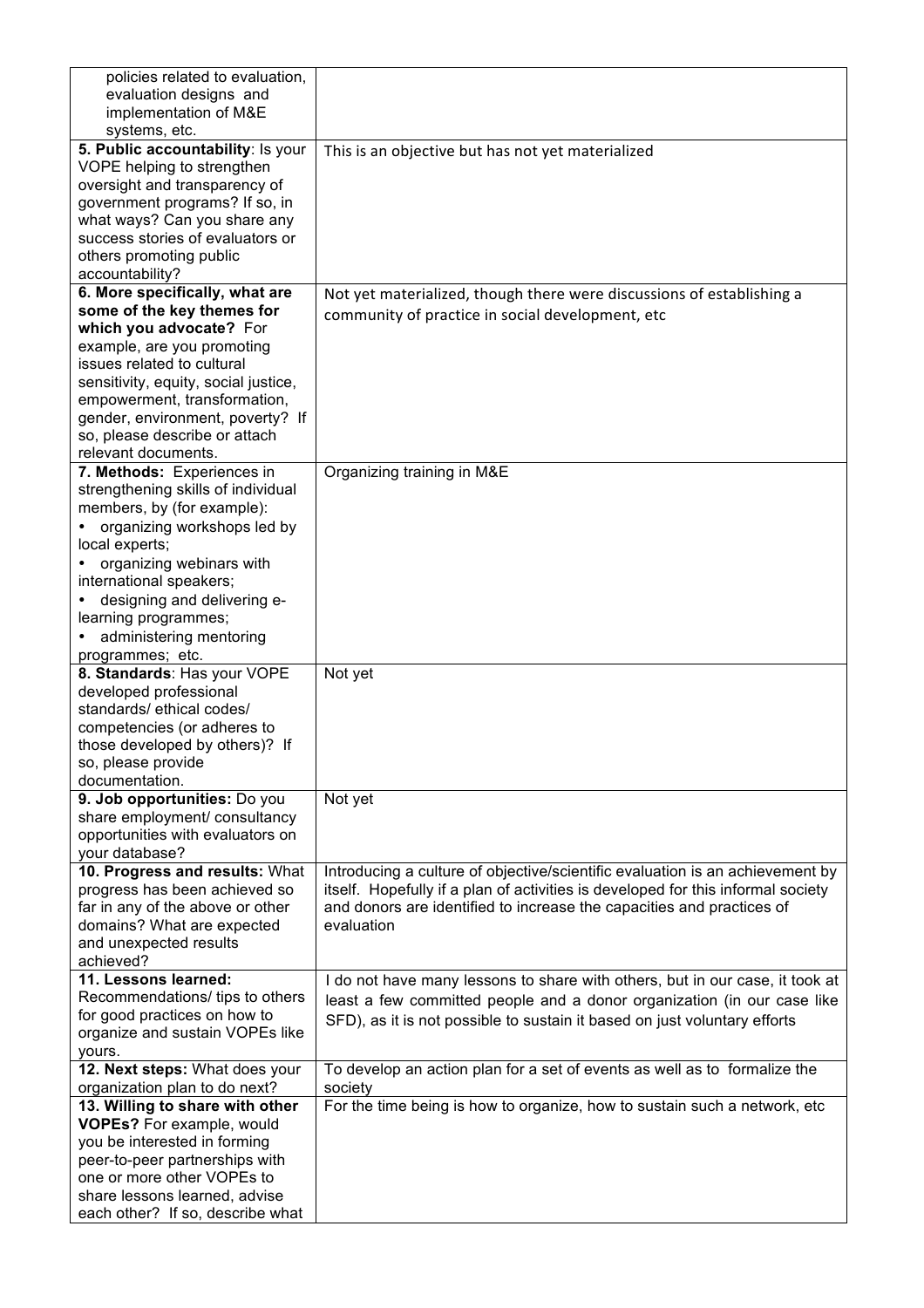| | |
|---|---|
| policies related to evaluation, evaluation designs and implementation of M&E systems, etc. | |
| **5. Public accountability**: Is your VOPE helping to strengthen oversight and transparency of government programs? If so, in what ways? Can you share any success stories of evaluators or others promoting public accountability? | This is an objective but has not yet materialized |
| **6. More specifically, what are some of the key themes for which you advocate?** For example, are you promoting issues related to cultural sensitivity, equity, social justice, empowerment, transformation, gender, environment, poverty? If so, please describe or attach relevant documents. | Not yet materialized, though there were discussions of establishing a community of practice in social development, etc |
| **7. Methods:** Experiences in strengthening skills of individual members, by (for example):<br>• organizing workshops led by local experts;<br>• organizing webinars with international speakers;<br>• designing and delivering e-learning programmes;<br>• administering mentoring programmes; etc. | Organizing training in M&E |
| **8. Standards**: Has your VOPE developed professional standards/ ethical codes/ competencies (or adheres to those developed by others)? If so, please provide documentation. | Not yet |
| **9. Job opportunities:** Do you share employment/ consultancy opportunities with evaluators on your database? | Not yet |
| **10. Progress and results:** What progress has been achieved so far in any of the above or other domains? What are expected and unexpected results achieved? | Introducing a culture of objective/scientific evaluation is an achievement by itself. Hopefully if a plan of activities is developed for this informal society and donors are identified to increase the capacities and practices of evaluation |
| **11. Lessons learned:** Recommendations/ tips to others for good practices on how to organize and sustain VOPEs like yours. | I do not have many lessons to share with others, but in our case, it took at least a few committed people and a donor organization (in our case like SFD), as it is not possible to sustain it based on just voluntary efforts |
| **12. Next steps:** What does your organization plan to do next? | To develop an action plan for a set of events as well as to formalize the society |
| **13. Willing to share with other VOPEs?** For example, would you be interested in forming peer-to-peer partnerships with one or more other VOPEs to share lessons learned, advise each other? If so, describe what | For the time being is how to organize, how to sustain such a network, etc |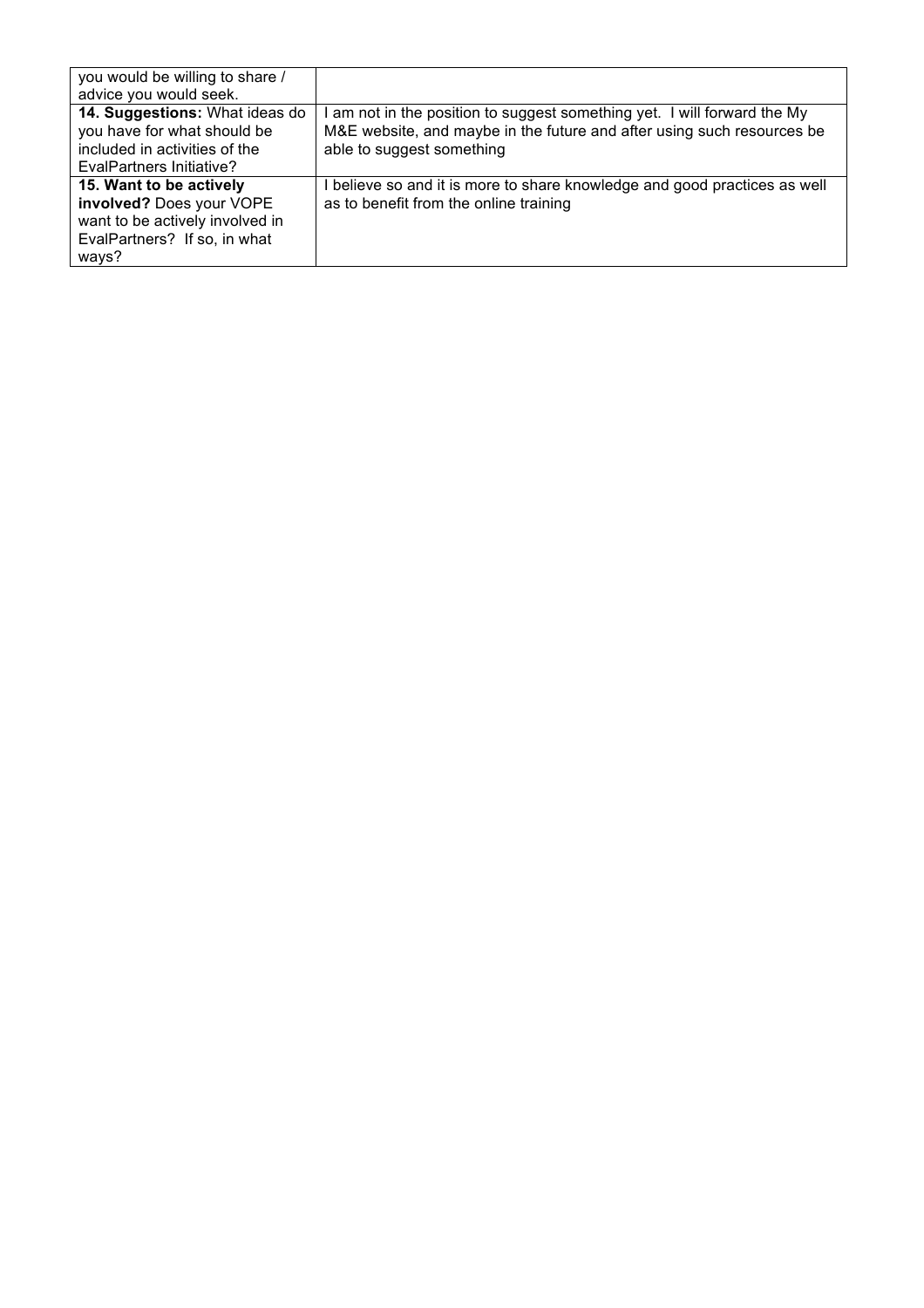| | |
|---|---|
| you would be willing to share / advice you would seek. | |
| **14. Suggestions:** What ideas do you have for what should be included in activities of the EvalPartners Initiative? | I am not in the position to suggest something yet. I will forward the My M&E website, and maybe in the future and after using such resources be able to suggest something |
| **15. Want to be actively involved?** Does your VOPE want to be actively involved in EvalPartners? If so, in what ways? | I believe so and it is more to share knowledge and good practices as well as to benefit from the online training |